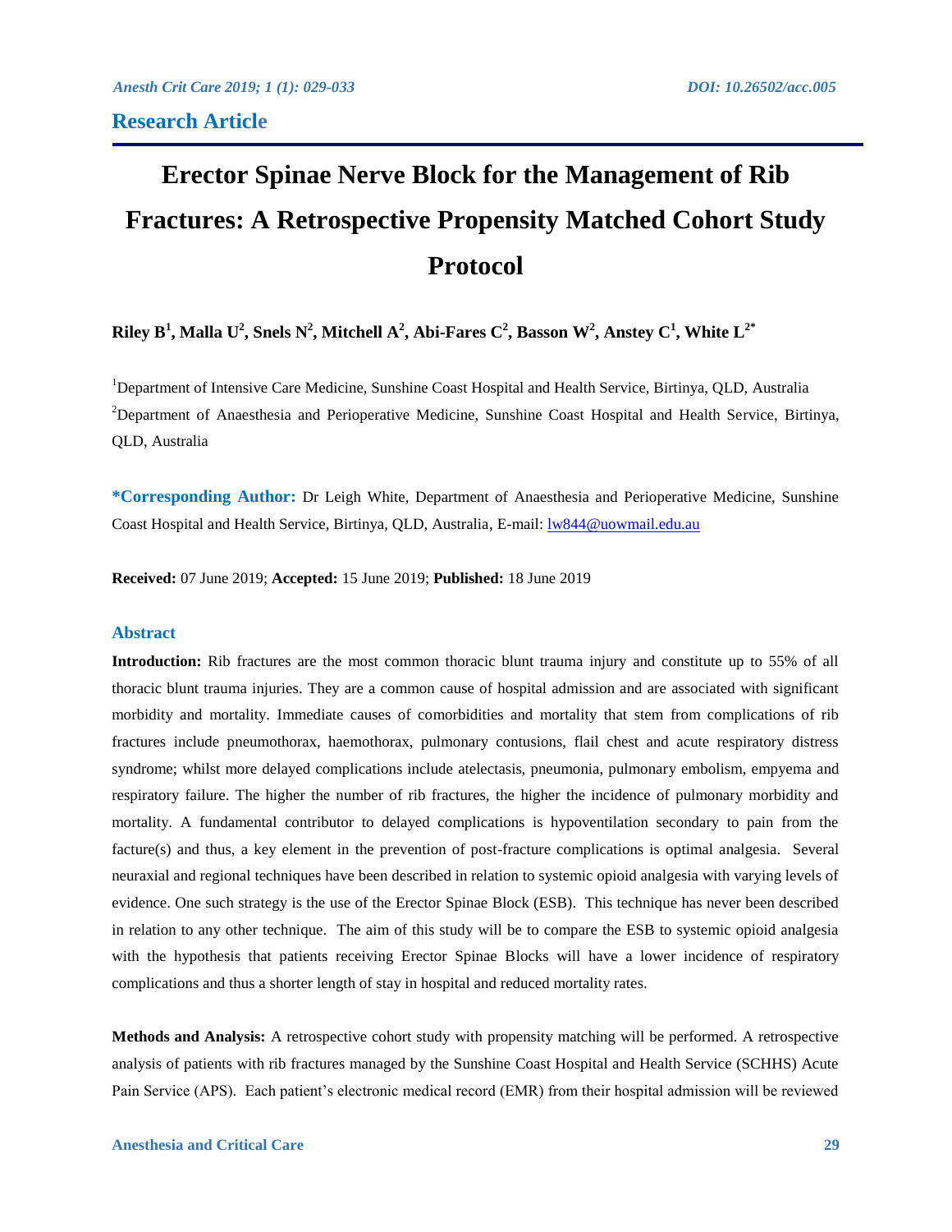**Research Article**

# Erector Spinae Nerve Block for the Management of Rib Fractures: A Retrospective Propensity Matched Cohort Study Protocol

**Riley B[1], Malla U[2], Snels N[2], Mitchell A[2], Abi-Fares C[2], Basson W[2], Anstey C[1], White L[2*]**

[1]Department of Intensive Care Medicine, Sunshine Coast Hospital and Health Service, Birtinya, QLD, Australia

[2]Department of Anaesthesia and Perioperative Medicine, Sunshine Coast Hospital and Health Service, Birtinya, QLD, Australia

**\*Corresponding Author:** Dr Leigh White, Department of Anaesthesia and Perioperative Medicine, Sunshine Coast Hospital and Health Service, Birtinya, QLD, Australia, E-mail: lw844@uowmail.edu.au

**Received:** 07 June 2019; **Accepted:** 15 June 2019; **Published:** 18 June 2019

## Abstract

**Introduction:** Rib fractures are the most common thoracic blunt trauma injury and constitute up to 55% of all thoracic blunt trauma injuries. They are a common cause of hospital admission and are associated with significant morbidity and mortality. Immediate causes of comorbidities and mortality that stem from complications of rib fractures include pneumothorax, haemothorax, pulmonary contusions, flail chest and acute respiratory distress syndrome; whilst more delayed complications include atelectasis, pneumonia, pulmonary embolism, empyema and respiratory failure. The higher the number of rib fractures, the higher the incidence of pulmonary morbidity and mortality. A fundamental contributor to delayed complications is hypoventilation secondary to pain from the facture(s) and thus, a key element in the prevention of post-fracture complications is optimal analgesia. Several neuraxial and regional techniques have been described in relation to systemic opioid analgesia with varying levels of evidence. One such strategy is the use of the Erector Spinae Block (ESB). This technique has never been described in relation to any other technique. The aim of this study will be to compare the ESB to systemic opioid analgesia with the hypothesis that patients receiving Erector Spinae Blocks will have a lower incidence of respiratory complications and thus a shorter length of stay in hospital and reduced mortality rates.

**Methods and Analysis:** A retrospective cohort study with propensity matching will be performed. A retrospective analysis of patients with rib fractures managed by the Sunshine Coast Hospital and Health Service (SCHHS) Acute Pain Service (APS). Each patient's electronic medical record (EMR) from their hospital admission will be reviewed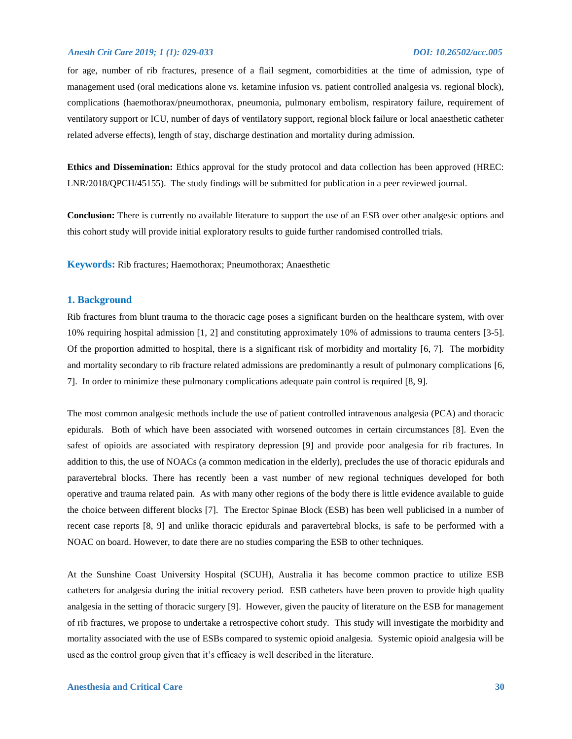for age, number of rib fractures, presence of a flail segment, comorbidities at the time of admission, type of management used (oral medications alone vs. ketamine infusion vs. patient controlled analgesia vs. regional block), complications (haemothorax/pneumothorax, pneumonia, pulmonary embolism, respiratory failure, requirement of ventilatory support or ICU, number of days of ventilatory support, regional block failure or local anaesthetic catheter related adverse effects), length of stay, discharge destination and mortality during admission.

**Ethics and Dissemination:** Ethics approval for the study protocol and data collection has been approved (HREC: LNR/2018/QPCH/45155). The study findings will be submitted for publication in a peer reviewed journal.

**Conclusion:** There is currently no available literature to support the use of an ESB over other analgesic options and this cohort study will provide initial exploratory results to guide further randomised controlled trials.

**Keywords:** Rib fractures; Haemothorax; Pneumothorax; Anaesthetic

## 1. Background

Rib fractures from blunt trauma to the thoracic cage poses a significant burden on the healthcare system, with over 10% requiring hospital admission [1, 2] and constituting approximately 10% of admissions to trauma centers [3-5]. Of the proportion admitted to hospital, there is a significant risk of morbidity and mortality [6, 7]. The morbidity and mortality secondary to rib fracture related admissions are predominantly a result of pulmonary complications [6, 7]. In order to minimize these pulmonary complications adequate pain control is required [8, 9].

The most common analgesic methods include the use of patient controlled intravenous analgesia (PCA) and thoracic epidurals. Both of which have been associated with worsened outcomes in certain circumstances [8]. Even the safest of opioids are associated with respiratory depression [9] and provide poor analgesia for rib fractures. In addition to this, the use of NOACs (a common medication in the elderly), precludes the use of thoracic epidurals and paravertebral blocks. There has recently been a vast number of new regional techniques developed for both operative and trauma related pain. As with many other regions of the body there is little evidence available to guide the choice between different blocks [7]. The Erector Spinae Block (ESB) has been well publicised in a number of recent case reports [8, 9] and unlike thoracic epidurals and paravertebral blocks, is safe to be performed with a NOAC on board. However, to date there are no studies comparing the ESB to other techniques.

At the Sunshine Coast University Hospital (SCUH), Australia it has become common practice to utilize ESB catheters for analgesia during the initial recovery period. ESB catheters have been proven to provide high quality analgesia in the setting of thoracic surgery [9]. However, given the paucity of literature on the ESB for management of rib fractures, we propose to undertake a retrospective cohort study. This study will investigate the morbidity and mortality associated with the use of ESBs compared to systemic opioid analgesia. Systemic opioid analgesia will be used as the control group given that it's efficacy is well described in the literature.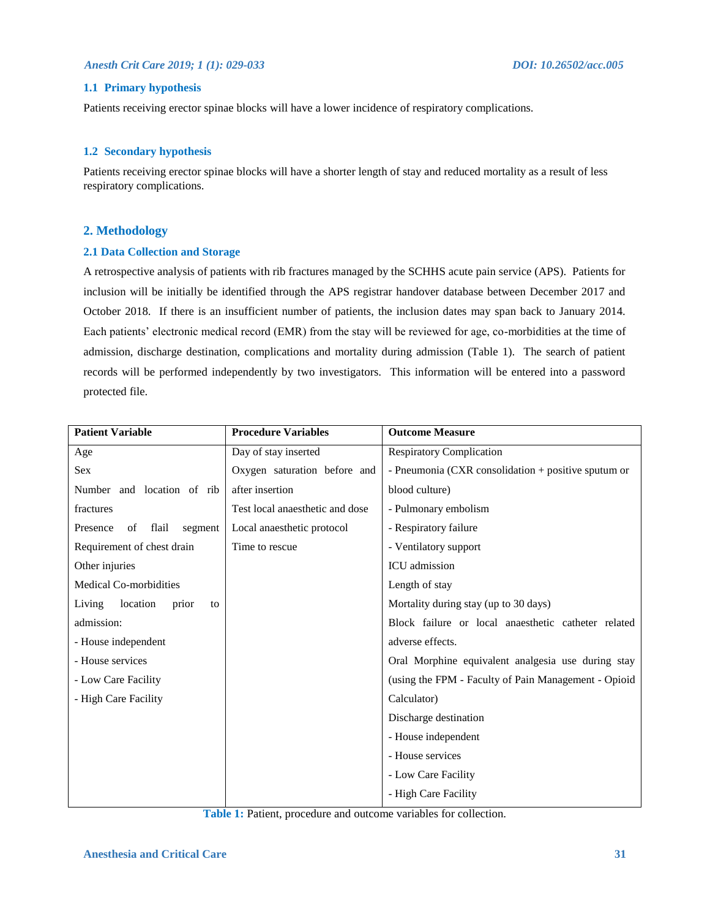### 1.1 Primary hypothesis

Patients receiving erector spinae blocks will have a lower incidence of respiratory complications.

### 1.2 Secondary hypothesis

Patients receiving erector spinae blocks will have a shorter length of stay and reduced mortality as a result of less respiratory complications.

## 2. Methodology

### 2.1 Data Collection and Storage

A retrospective analysis of patients with rib fractures managed by the SCHHS acute pain service (APS). Patients for inclusion will be initially be identified through the APS registrar handover database between December 2017 and October 2018. If there is an insufficient number of patients, the inclusion dates may span back to January 2014. Each patients' electronic medical record (EMR) from the stay will be reviewed for age, co-morbidities at the time of admission, discharge destination, complications and mortality during admission (Table 1). The search of patient records will be performed independently by two investigators. This information will be entered into a password protected file.

| Patient Variable | Procedure Variables | Outcome Measure |
|---|---|---|
| Age | Day of stay inserted | Respiratory Complication |
| Sex | Oxygen saturation before and after insertion | - Pneumonia (CXR consolidation + positive sputum or blood culture) |
| Number and location of rib fractures | Test local anaesthetic and dose | - Pulmonary embolism |
| Presence of flail segment | Local anaesthetic protocol | - Respiratory failure |
| Requirement of chest drain | Time to rescue | - Ventilatory support |
| Other injuries | | ICU admission |
| Medical Co-morbidities | | Length of stay |
| Living location prior to admission: | | Mortality during stay (up to 30 days) |
| - House independent | | Block failure or local anaesthetic catheter related adverse effects. |
| - House services | | Oral Morphine equivalent analgesia use during stay (using the FPM - Faculty of Pain Management - Opioid Calculator) |
| - Low Care Facility | | Discharge destination |
| - High Care Facility | | - House independent |
| | | - House services |
| | | - Low Care Facility |
| | | - High Care Facility |

**Table 1:** Patient, procedure and outcome variables for collection.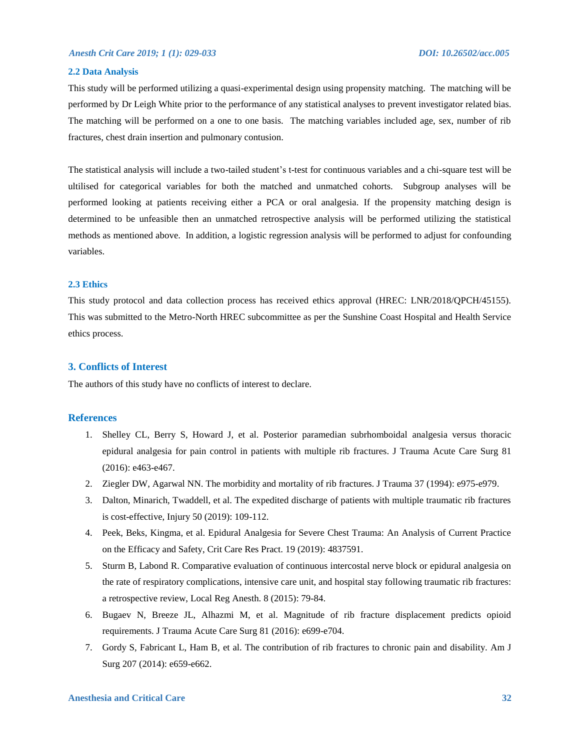### 2.2 Data Analysis

This study will be performed utilizing a quasi-experimental design using propensity matching. The matching will be performed by Dr Leigh White prior to the performance of any statistical analyses to prevent investigator related bias. The matching will be performed on a one to one basis. The matching variables included age, sex, number of rib fractures, chest drain insertion and pulmonary contusion.

The statistical analysis will include a two-tailed student's t-test for continuous variables and a chi-square test will be ultilised for categorical variables for both the matched and unmatched cohorts. Subgroup analyses will be performed looking at patients receiving either a PCA or oral analgesia. If the propensity matching design is determined to be unfeasible then an unmatched retrospective analysis will be performed utilizing the statistical methods as mentioned above. In addition, a logistic regression analysis will be performed to adjust for confounding variables.

### 2.3 Ethics

This study protocol and data collection process has received ethics approval (HREC: LNR/2018/QPCH/45155). This was submitted to the Metro-North HREC subcommittee as per the Sunshine Coast Hospital and Health Service ethics process.

## 3. Conflicts of Interest

The authors of this study have no conflicts of interest to declare.

## References

1. Shelley CL, Berry S, Howard J, et al. Posterior paramedian subrhomboidal analgesia versus thoracic epidural analgesia for pain control in patients with multiple rib fractures. J Trauma Acute Care Surg 81 (2016): e463-e467.
2. Ziegler DW, Agarwal NN. The morbidity and mortality of rib fractures. J Trauma 37 (1994): e975-e979.
3. Dalton, Minarich, Twaddell, et al. The expedited discharge of patients with multiple traumatic rib fractures is cost-effective, Injury 50 (2019): 109-112.
4. Peek, Beks, Kingma, et al. Epidural Analgesia for Severe Chest Trauma: An Analysis of Current Practice on the Efficacy and Safety, Crit Care Res Pract. 19 (2019): 4837591.
5. Sturm B, Labond R. Comparative evaluation of continuous intercostal nerve block or epidural analgesia on the rate of respiratory complications, intensive care unit, and hospital stay following traumatic rib fractures: a retrospective review, Local Reg Anesth. 8 (2015): 79-84.
6. Bugaev N, Breeze JL, Alhazmi M, et al. Magnitude of rib fracture displacement predicts opioid requirements. J Trauma Acute Care Surg 81 (2016): e699-e704.
7. Gordy S, Fabricant L, Ham B, et al. The contribution of rib fractures to chronic pain and disability. Am J Surg 207 (2014): e659-e662.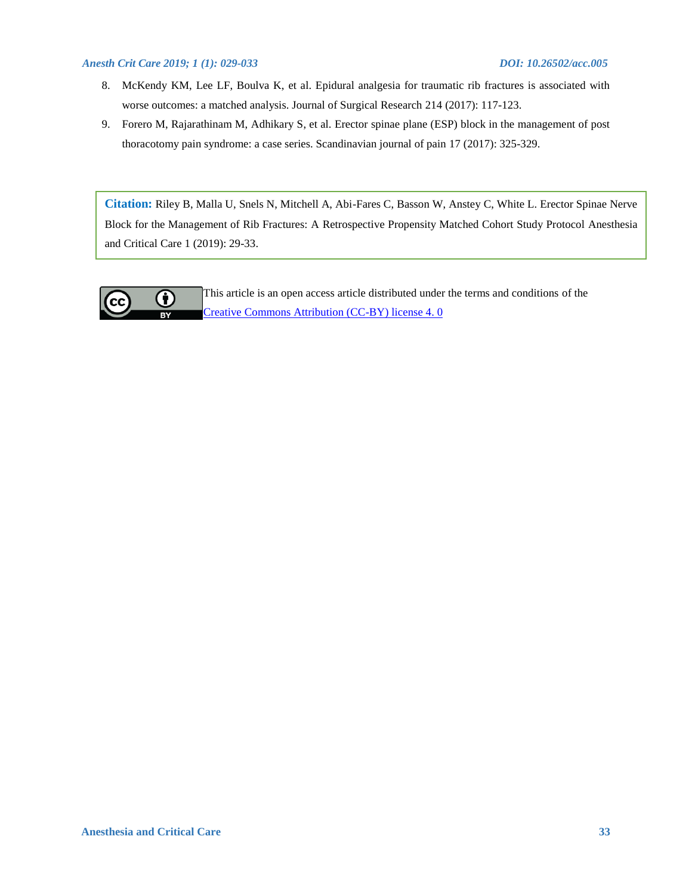8. McKendy KM, Lee LF, Boulva K, et al. Epidural analgesia for traumatic rib fractures is associated with worse outcomes: a matched analysis. Journal of Surgical Research 214 (2017): 117-123.
9. Forero M, Rajarathinam M, Adhikary S, et al. Erector spinae plane (ESP) block in the management of post thoracotomy pain syndrome: a case series. Scandinavian journal of pain 17 (2017): 325-329.

**Citation:** Riley B, Malla U, Snels N, Mitchell A, Abi-Fares C, Basson W, Anstey C, White L. Erector Spinae Nerve Block for the Management of Rib Fractures: A Retrospective Propensity Matched Cohort Study Protocol Anesthesia and Critical Care 1 (2019): 29-33.

This article is an open access article distributed under the terms and conditions of the Creative Commons Attribution (CC-BY) license 4. 0